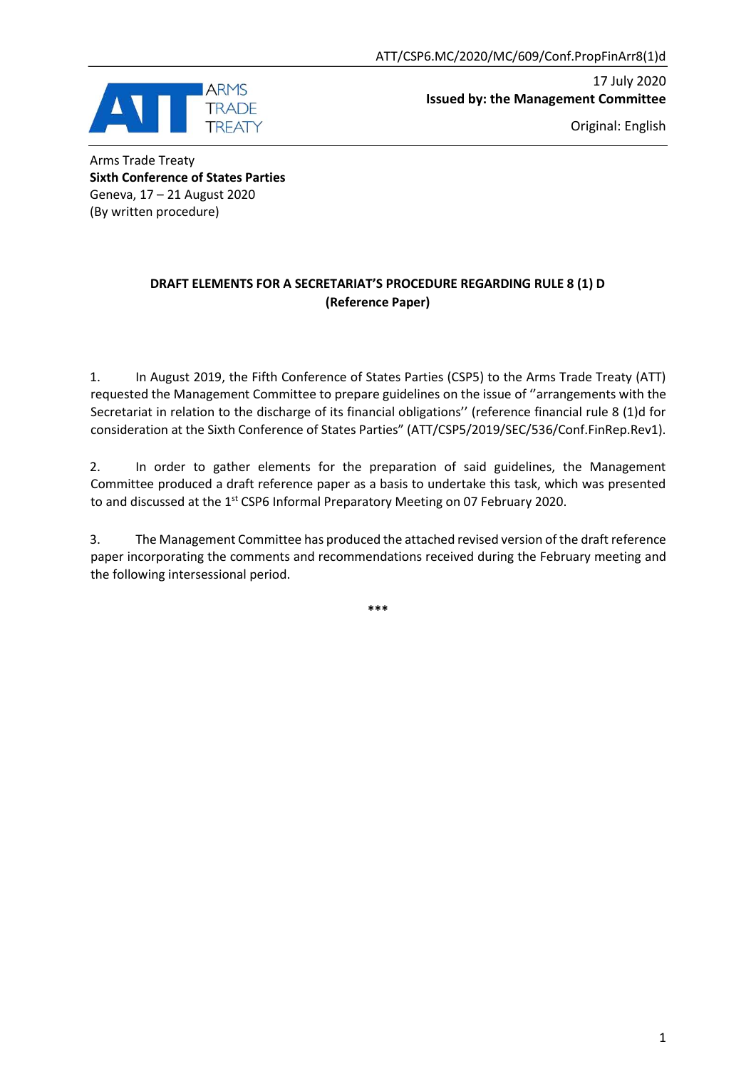ATT/CSP6.MC/2020/MC/609/Conf.PropFinArr8(1)d

ARMS TRADE TREATY

17 July 2020
**Issued by: the Management Committee**

Original: English

Arms Trade Treaty
**Sixth Conference of States Parties**
Geneva, 17 – 21 August 2020
(By written procedure)

**DRAFT ELEMENTS FOR A SECRETARIAT'S PROCEDURE REGARDING RULE 8 (1) D**
**(Reference Paper)**

1. In August 2019, the Fifth Conference of States Parties (CSP5) to the Arms Trade Treaty (ATT) requested the Management Committee to prepare guidelines on the issue of ''arrangements with the Secretariat in relation to the discharge of its financial obligations'' (reference financial rule 8 (1)d for consideration at the Sixth Conference of States Parties" (ATT/CSP5/2019/SEC/536/Conf.FinRep.Rev1).

2. In order to gather elements for the preparation of said guidelines, the Management Committee produced a draft reference paper as a basis to undertake this task, which was presented to and discussed at the 1st CSP6 Informal Preparatory Meeting on 07 February 2020.

3. The Management Committee has produced the attached revised version of the draft reference paper incorporating the comments and recommendations received during the February meeting and the following intersessional period.

***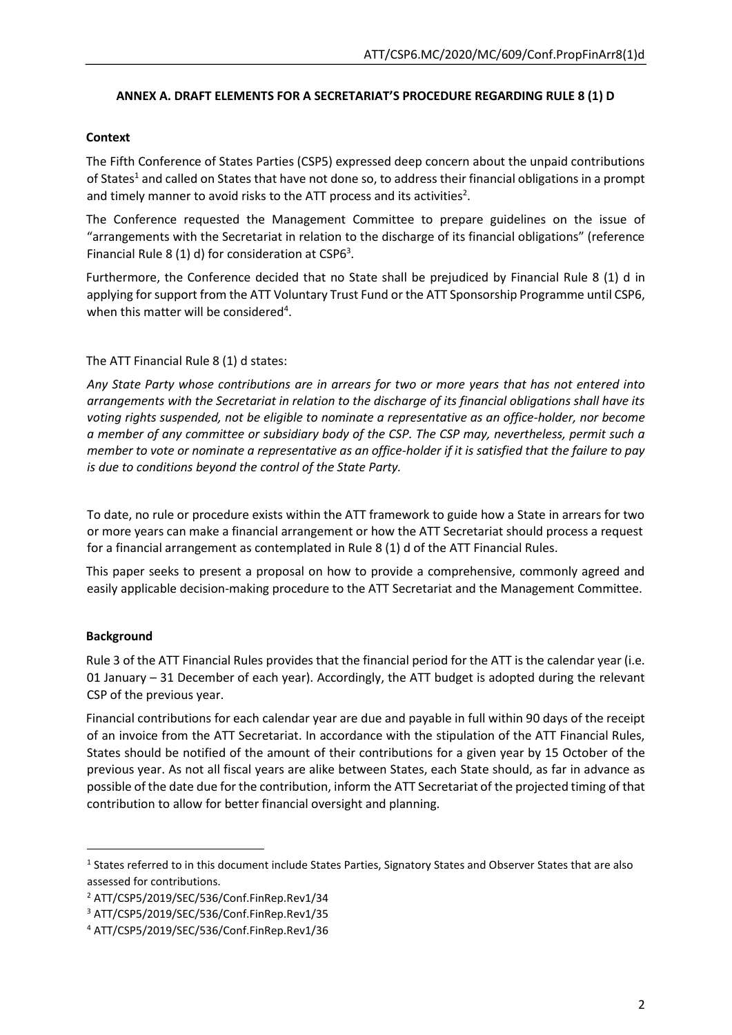## ANNEX A. DRAFT ELEMENTS FOR A SECRETARIAT'S PROCEDURE REGARDING RULE 8 (1) D

### Context

The Fifth Conference of States Parties (CSP5) expressed deep concern about the unpaid contributions of States[1] and called on States that have not done so, to address their financial obligations in a prompt and timely manner to avoid risks to the ATT process and its activities[2].

The Conference requested the Management Committee to prepare guidelines on the issue of "arrangements with the Secretariat in relation to the discharge of its financial obligations" (reference Financial Rule 8 (1) d) for consideration at CSP6[3].

Furthermore, the Conference decided that no State shall be prejudiced by Financial Rule 8 (1) d in applying for support from the ATT Voluntary Trust Fund or the ATT Sponsorship Programme until CSP6, when this matter will be considered[4].

The ATT Financial Rule 8 (1) d states:

*Any State Party whose contributions are in arrears for two or more years that has not entered into arrangements with the Secretariat in relation to the discharge of its financial obligations shall have its voting rights suspended, not be eligible to nominate a representative as an office-holder, nor become a member of any committee or subsidiary body of the CSP. The CSP may, nevertheless, permit such a member to vote or nominate a representative as an office-holder if it is satisfied that the failure to pay is due to conditions beyond the control of the State Party.*

To date, no rule or procedure exists within the ATT framework to guide how a State in arrears for two or more years can make a financial arrangement or how the ATT Secretariat should process a request for a financial arrangement as contemplated in Rule 8 (1) d of the ATT Financial Rules.

This paper seeks to present a proposal on how to provide a comprehensive, commonly agreed and easily applicable decision-making procedure to the ATT Secretariat and the Management Committee.

### Background

Rule 3 of the ATT Financial Rules provides that the financial period for the ATT is the calendar year (i.e. 01 January – 31 December of each year). Accordingly, the ATT budget is adopted during the relevant CSP of the previous year.

Financial contributions for each calendar year are due and payable in full within 90 days of the receipt of an invoice from the ATT Secretariat. In accordance with the stipulation of the ATT Financial Rules, States should be notified of the amount of their contributions for a given year by 15 October of the previous year. As not all fiscal years are alike between States, each State should, as far in advance as possible of the date due for the contribution, inform the ATT Secretariat of the projected timing of that contribution to allow for better financial oversight and planning.

---

[1] States referred to in this document include States Parties, Signatory States and Observer States that are also assessed for contributions.

[2] ATT/CSP5/2019/SEC/536/Conf.FinRep.Rev1/34

[3] ATT/CSP5/2019/SEC/536/Conf.FinRep.Rev1/35

[4] ATT/CSP5/2019/SEC/536/Conf.FinRep.Rev1/36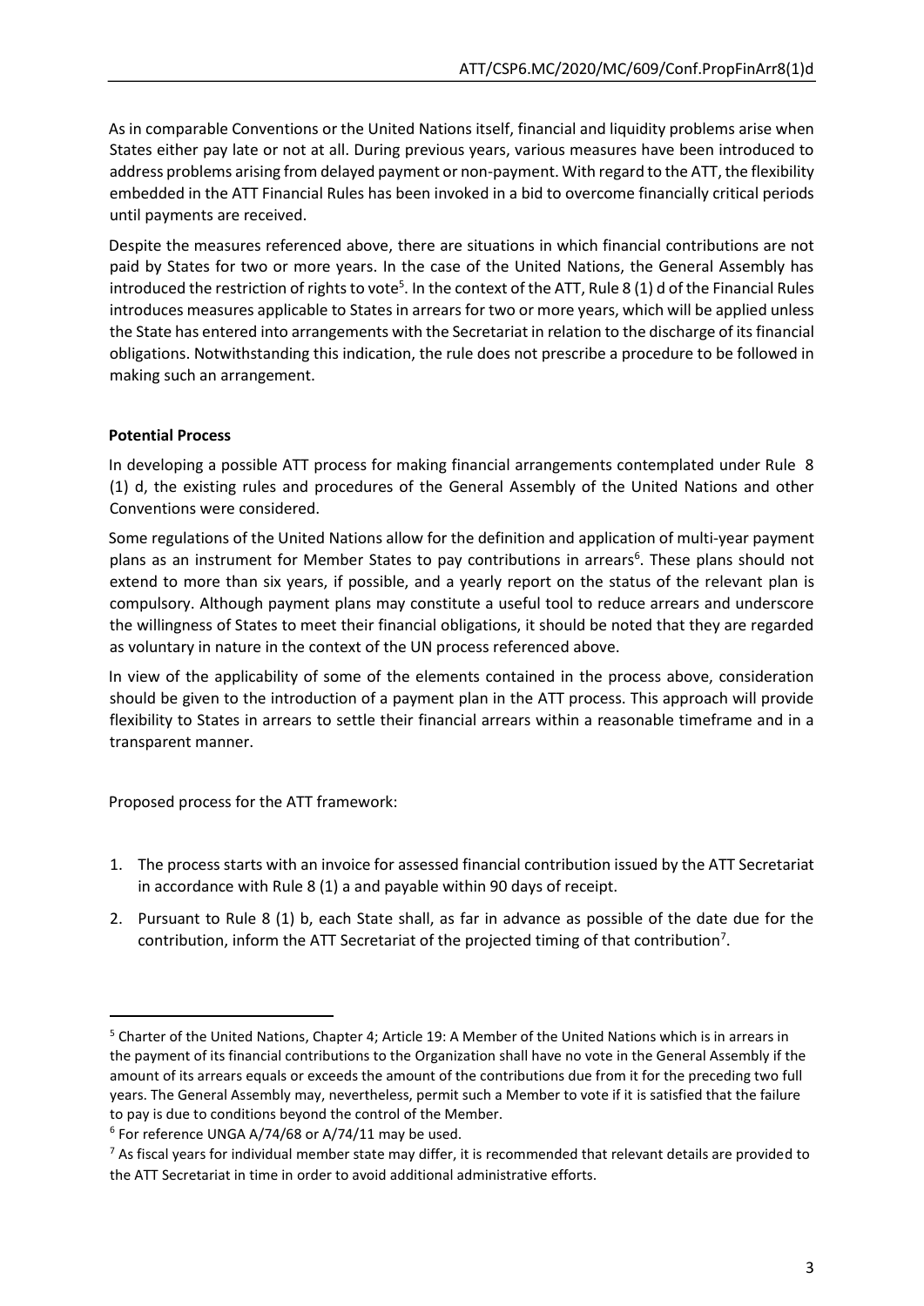As in comparable Conventions or the United Nations itself, financial and liquidity problems arise when States either pay late or not at all. During previous years, various measures have been introduced to address problems arising from delayed payment or non-payment. With regard to the ATT, the flexibility embedded in the ATT Financial Rules has been invoked in a bid to overcome financially critical periods until payments are received.

Despite the measures referenced above, there are situations in which financial contributions are not paid by States for two or more years. In the case of the United Nations, the General Assembly has introduced the restriction of rights to vote[5]. In the context of the ATT, Rule 8 (1) d of the Financial Rules introduces measures applicable to States in arrears for two or more years, which will be applied unless the State has entered into arrangements with the Secretariat in relation to the discharge of its financial obligations. Notwithstanding this indication, the rule does not prescribe a procedure to be followed in making such an arrangement.

**Potential Process**

In developing a possible ATT process for making financial arrangements contemplated under Rule 8 (1) d, the existing rules and procedures of the General Assembly of the United Nations and other Conventions were considered.

Some regulations of the United Nations allow for the definition and application of multi-year payment plans as an instrument for Member States to pay contributions in arrears[6]. These plans should not extend to more than six years, if possible, and a yearly report on the status of the relevant plan is compulsory. Although payment plans may constitute a useful tool to reduce arrears and underscore the willingness of States to meet their financial obligations, it should be noted that they are regarded as voluntary in nature in the context of the UN process referenced above.

In view of the applicability of some of the elements contained in the process above, consideration should be given to the introduction of a payment plan in the ATT process. This approach will provide flexibility to States in arrears to settle their financial arrears within a reasonable timeframe and in a transparent manner.

Proposed process for the ATT framework:

1. The process starts with an invoice for assessed financial contribution issued by the ATT Secretariat in accordance with Rule 8 (1) a and payable within 90 days of receipt.
2. Pursuant to Rule 8 (1) b, each State shall, as far in advance as possible of the date due for the contribution, inform the ATT Secretariat of the projected timing of that contribution[7].

---

[5] Charter of the United Nations, Chapter 4; Article 19: A Member of the United Nations which is in arrears in the payment of its financial contributions to the Organization shall have no vote in the General Assembly if the amount of its arrears equals or exceeds the amount of the contributions due from it for the preceding two full years. The General Assembly may, nevertheless, permit such a Member to vote if it is satisfied that the failure to pay is due to conditions beyond the control of the Member.

[6] For reference UNGA A/74/68 or A/74/11 may be used.

[7] As fiscal years for individual member state may differ, it is recommended that relevant details are provided to the ATT Secretariat in time in order to avoid additional administrative efforts.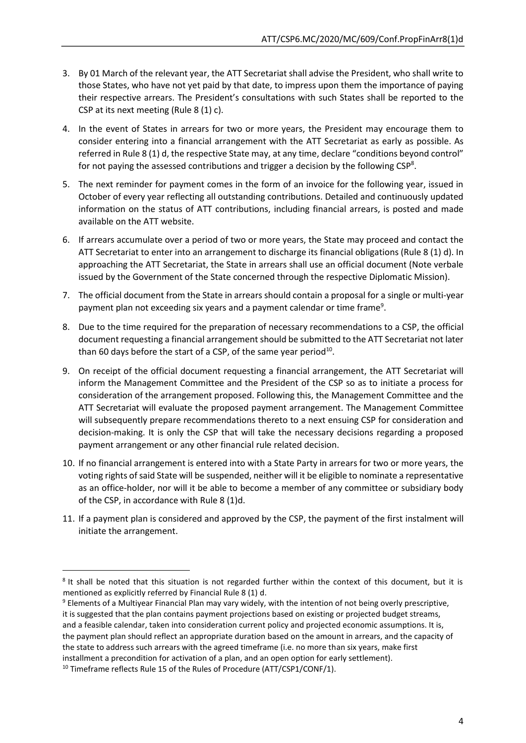3. By 01 March of the relevant year, the ATT Secretariat shall advise the President, who shall write to those States, who have not yet paid by that date, to impress upon them the importance of paying their respective arrears. The President's consultations with such States shall be reported to the CSP at its next meeting (Rule 8 (1) c).

4. In the event of States in arrears for two or more years, the President may encourage them to consider entering into a financial arrangement with the ATT Secretariat as early as possible. As referred in Rule 8 (1) d, the respective State may, at any time, declare "conditions beyond control" for not paying the assessed contributions and trigger a decision by the following CSP[8].

5. The next reminder for payment comes in the form of an invoice for the following year, issued in October of every year reflecting all outstanding contributions. Detailed and continuously updated information on the status of ATT contributions, including financial arrears, is posted and made available on the ATT website.

6. If arrears accumulate over a period of two or more years, the State may proceed and contact the ATT Secretariat to enter into an arrangement to discharge its financial obligations (Rule 8 (1) d). In approaching the ATT Secretariat, the State in arrears shall use an official document (Note verbale issued by the Government of the State concerned through the respective Diplomatic Mission).

7. The official document from the State in arrears should contain a proposal for a single or multi-year payment plan not exceeding six years and a payment calendar or time frame[9].

8. Due to the time required for the preparation of necessary recommendations to a CSP, the official document requesting a financial arrangement should be submitted to the ATT Secretariat not later than 60 days before the start of a CSP, of the same year period[10].

9. On receipt of the official document requesting a financial arrangement, the ATT Secretariat will inform the Management Committee and the President of the CSP so as to initiate a process for consideration of the arrangement proposed. Following this, the Management Committee and the ATT Secretariat will evaluate the proposed payment arrangement. The Management Committee will subsequently prepare recommendations thereto to a next ensuing CSP for consideration and decision-making. It is only the CSP that will take the necessary decisions regarding a proposed payment arrangement or any other financial rule related decision.

10. If no financial arrangement is entered into with a State Party in arrears for two or more years, the voting rights of said State will be suspended, neither will it be eligible to nominate a representative as an office-holder, nor will it be able to become a member of any committee or subsidiary body of the CSP, in accordance with Rule 8 (1)d.

11. If a payment plan is considered and approved by the CSP, the payment of the first instalment will initiate the arrangement.

---

[8] It shall be noted that this situation is not regarded further within the context of this document, but it is mentioned as explicitly referred by Financial Rule 8 (1) d.

[9] Elements of a Multiyear Financial Plan may vary widely, with the intention of not being overly prescriptive, it is suggested that the plan contains payment projections based on existing or projected budget streams, and a feasible calendar, taken into consideration current policy and projected economic assumptions. It is, the payment plan should reflect an appropriate duration based on the amount in arrears, and the capacity of the state to address such arrears with the agreed timeframe (i.e. no more than six years, make first installment a precondition for activation of a plan, and an open option for early settlement).

[10] Timeframe reflects Rule 15 of the Rules of Procedure (ATT/CSP1/CONF/1).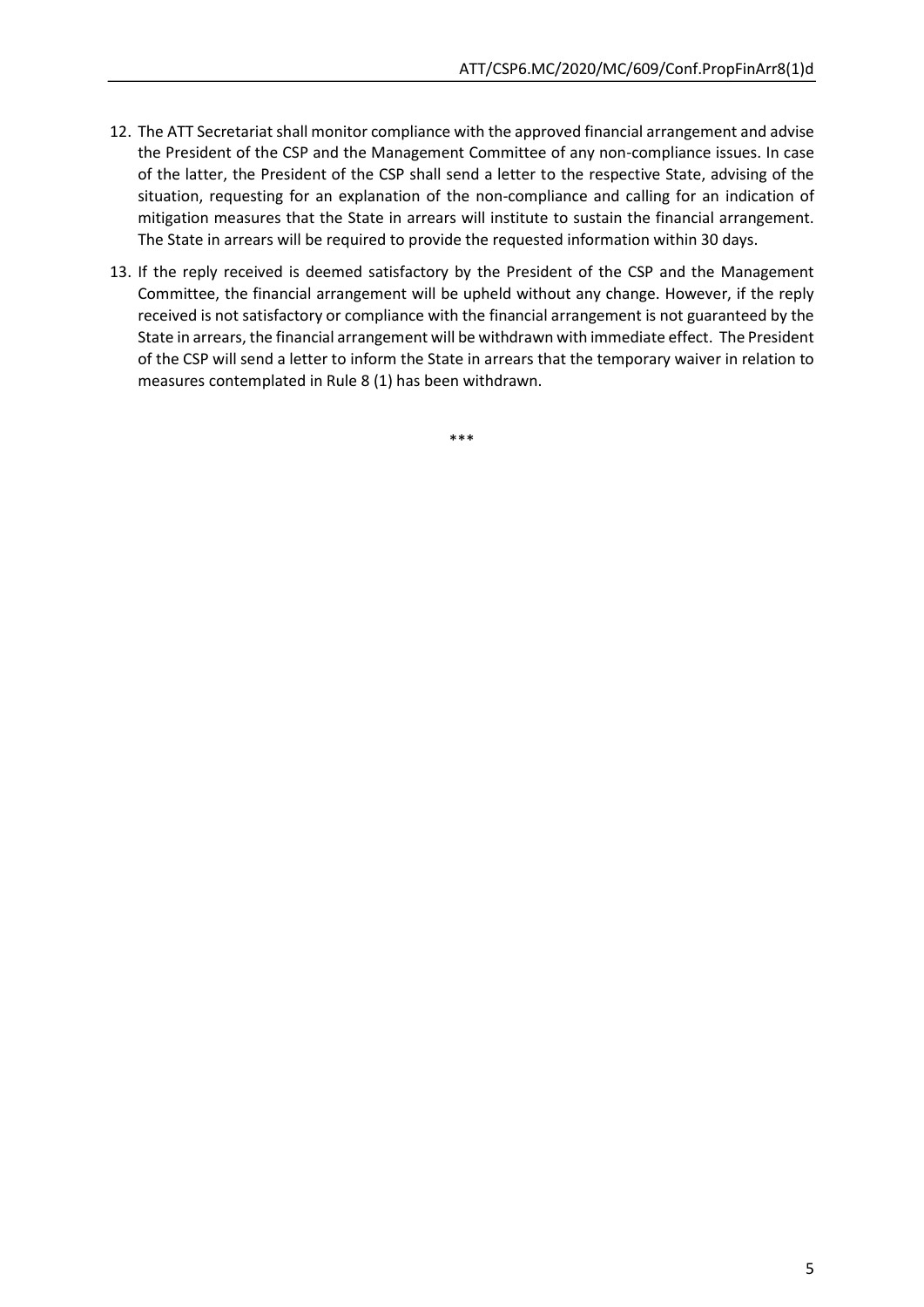12. The ATT Secretariat shall monitor compliance with the approved financial arrangement and advise the President of the CSP and the Management Committee of any non-compliance issues. In case of the latter, the President of the CSP shall send a letter to the respective State, advising of the situation, requesting for an explanation of the non-compliance and calling for an indication of mitigation measures that the State in arrears will institute to sustain the financial arrangement. The State in arrears will be required to provide the requested information within 30 days.

13. If the reply received is deemed satisfactory by the President of the CSP and the Management Committee, the financial arrangement will be upheld without any change. However, if the reply received is not satisfactory or compliance with the financial arrangement is not guaranteed by the State in arrears, the financial arrangement will be withdrawn with immediate effect. The President of the CSP will send a letter to inform the State in arrears that the temporary waiver in relation to measures contemplated in Rule 8 (1) has been withdrawn.

\*\*\*